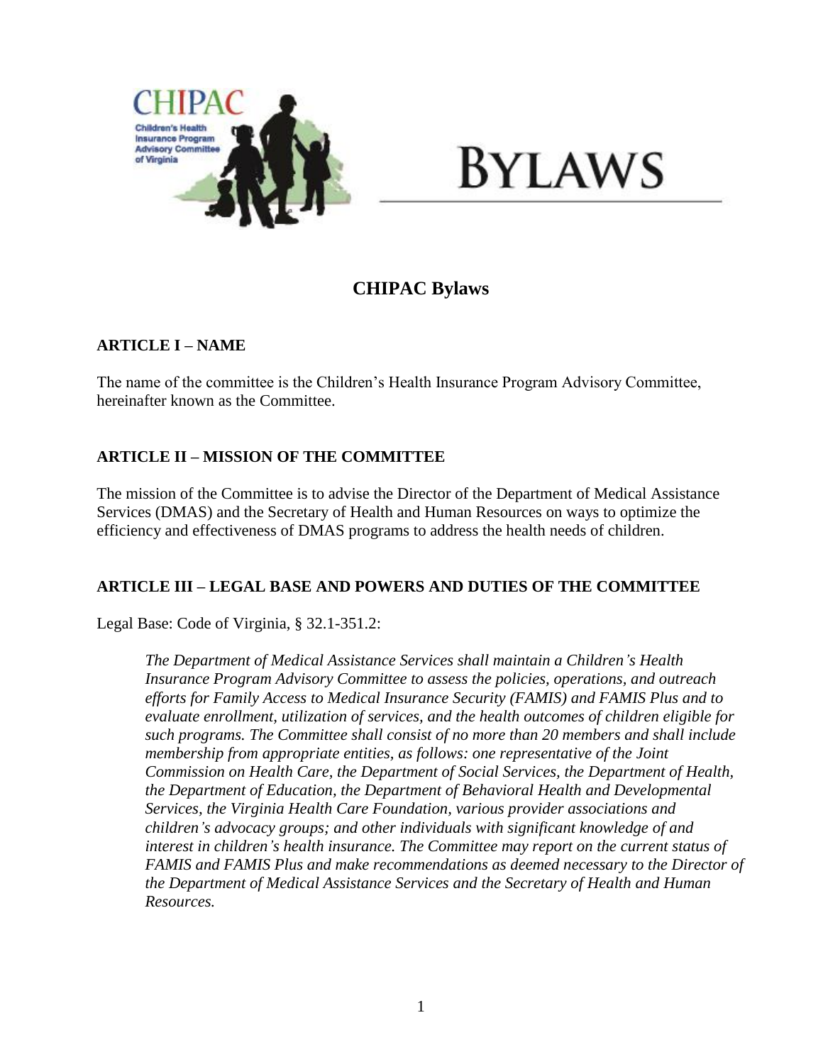# BYLAWS

## CHIPAC Bylaws

### ARTICLE I – NAME

The name of the committee is the Children's Health Insurance Program Advisory Committee, hereinafter known as the Committee.

### ARTICLE II – MISSION OF THE COMMITTEE

The mission of the Committee is to advise the Director of the Department of Medical Assistance Services (DMAS) and the Secretary of Health and Human Resources on ways to optimize the efficiency and effectiveness of DMAS programs to address the health needs of children.

### ARTICLE III – LEGAL BASE AND POWERS AND DUTIES OF THE COMMITTEE

Legal Base: Code of Virginia, § 32.1-351.2:

> *The Department of Medical Assistance Services shall maintain a Children's Health Insurance Program Advisory Committee to assess the policies, operations, and outreach efforts for Family Access to Medical Insurance Security (FAMIS) and FAMIS Plus and to evaluate enrollment, utilization of services, and the health outcomes of children eligible for such programs. The Committee shall consist of no more than 20 members and shall include membership from appropriate entities, as follows: one representative of the Joint Commission on Health Care, the Department of Social Services, the Department of Health, the Department of Education, the Department of Behavioral Health and Developmental Services, the Virginia Health Care Foundation, various provider associations and children's advocacy groups; and other individuals with significant knowledge of and interest in children's health insurance. The Committee may report on the current status of FAMIS and FAMIS Plus and make recommendations as deemed necessary to the Director of the Department of Medical Assistance Services and the Secretary of Health and Human Resources.*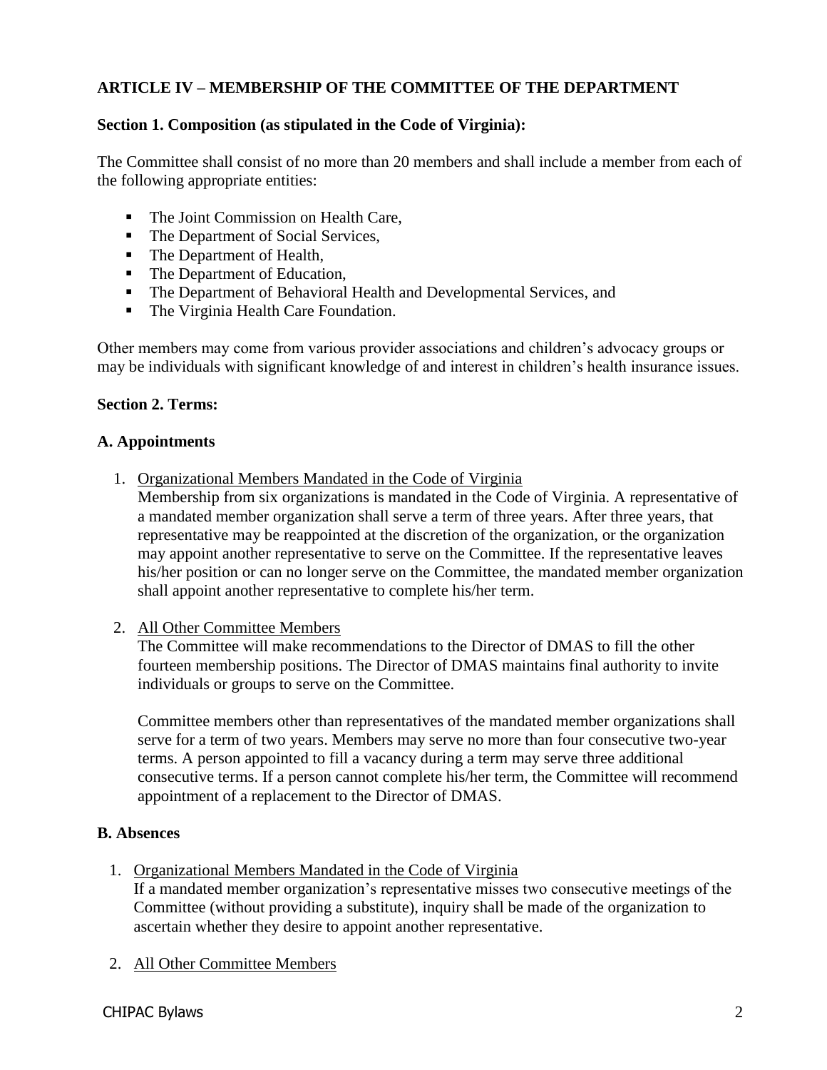## ARTICLE IV – MEMBERSHIP OF THE COMMITTEE OF THE DEPARTMENT

### Section 1. Composition (as stipulated in the Code of Virginia):

The Committee shall consist of no more than 20 members and shall include a member from each of the following appropriate entities:

- The Joint Commission on Health Care,
- The Department of Social Services,
- The Department of Health,
- The Department of Education,
- The Department of Behavioral Health and Developmental Services, and
- The Virginia Health Care Foundation.

Other members may come from various provider associations and children's advocacy groups or may be individuals with significant knowledge of and interest in children's health insurance issues.

### Section 2. Terms:

#### A. Appointments

1. <u>Organizational Members Mandated in the Code of Virginia</u>
   Membership from six organizations is mandated in the Code of Virginia. A representative of a mandated member organization shall serve a term of three years. After three years, that representative may be reappointed at the discretion of the organization, or the organization may appoint another representative to serve on the Committee. If the representative leaves his/her position or can no longer serve on the Committee, the mandated member organization shall appoint another representative to complete his/her term.

2. <u>All Other Committee Members</u>
   The Committee will make recommendations to the Director of DMAS to fill the other fourteen membership positions. The Director of DMAS maintains final authority to invite individuals or groups to serve on the Committee.

   Committee members other than representatives of the mandated member organizations shall serve for a term of two years. Members may serve no more than four consecutive two-year terms. A person appointed to fill a vacancy during a term may serve three additional consecutive terms. If a person cannot complete his/her term, the Committee will recommend appointment of a replacement to the Director of DMAS.

#### B. Absences

1. <u>Organizational Members Mandated in the Code of Virginia</u>
   If a mandated member organization's representative misses two consecutive meetings of the Committee (without providing a substitute), inquiry shall be made of the organization to ascertain whether they desire to appoint another representative.

2. <u>All Other Committee Members</u>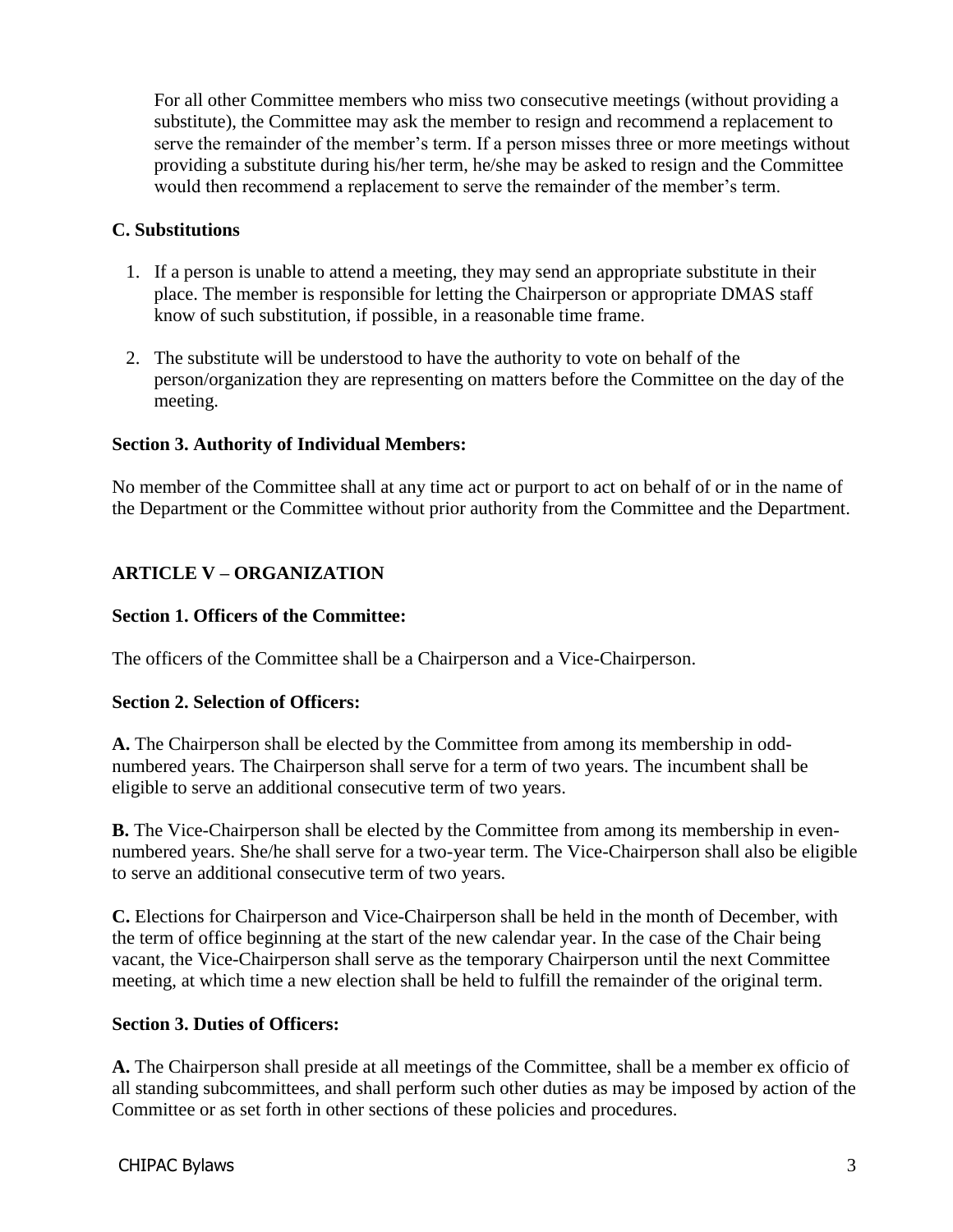For all other Committee members who miss two consecutive meetings (without providing a substitute), the Committee may ask the member to resign and recommend a replacement to serve the remainder of the member's term. If a person misses three or more meetings without providing a substitute during his/her term, he/she may be asked to resign and the Committee would then recommend a replacement to serve the remainder of the member's term.

**C. Substitutions**

1. If a person is unable to attend a meeting, they may send an appropriate substitute in their place. The member is responsible for letting the Chairperson or appropriate DMAS staff know of such substitution, if possible, in a reasonable time frame.

2. The substitute will be understood to have the authority to vote on behalf of the person/organization they are representing on matters before the Committee on the day of the meeting.

**Section 3. Authority of Individual Members:**

No member of the Committee shall at any time act or purport to act on behalf of or in the name of the Department or the Committee without prior authority from the Committee and the Department.

## ARTICLE V – ORGANIZATION

**Section 1. Officers of the Committee:**

The officers of the Committee shall be a Chairperson and a Vice-Chairperson.

**Section 2. Selection of Officers:**

**A.** The Chairperson shall be elected by the Committee from among its membership in odd-numbered years. The Chairperson shall serve for a term of two years. The incumbent shall be eligible to serve an additional consecutive term of two years.

**B.** The Vice-Chairperson shall be elected by the Committee from among its membership in even-numbered years. She/he shall serve for a two-year term. The Vice-Chairperson shall also be eligible to serve an additional consecutive term of two years.

**C.** Elections for Chairperson and Vice-Chairperson shall be held in the month of December, with the term of office beginning at the start of the new calendar year. In the case of the Chair being vacant, the Vice-Chairperson shall serve as the temporary Chairperson until the next Committee meeting, at which time a new election shall be held to fulfill the remainder of the original term.

**Section 3. Duties of Officers:**

**A.** The Chairperson shall preside at all meetings of the Committee, shall be a member ex officio of all standing subcommittees, and shall perform such other duties as may be imposed by action of the Committee or as set forth in other sections of these policies and procedures.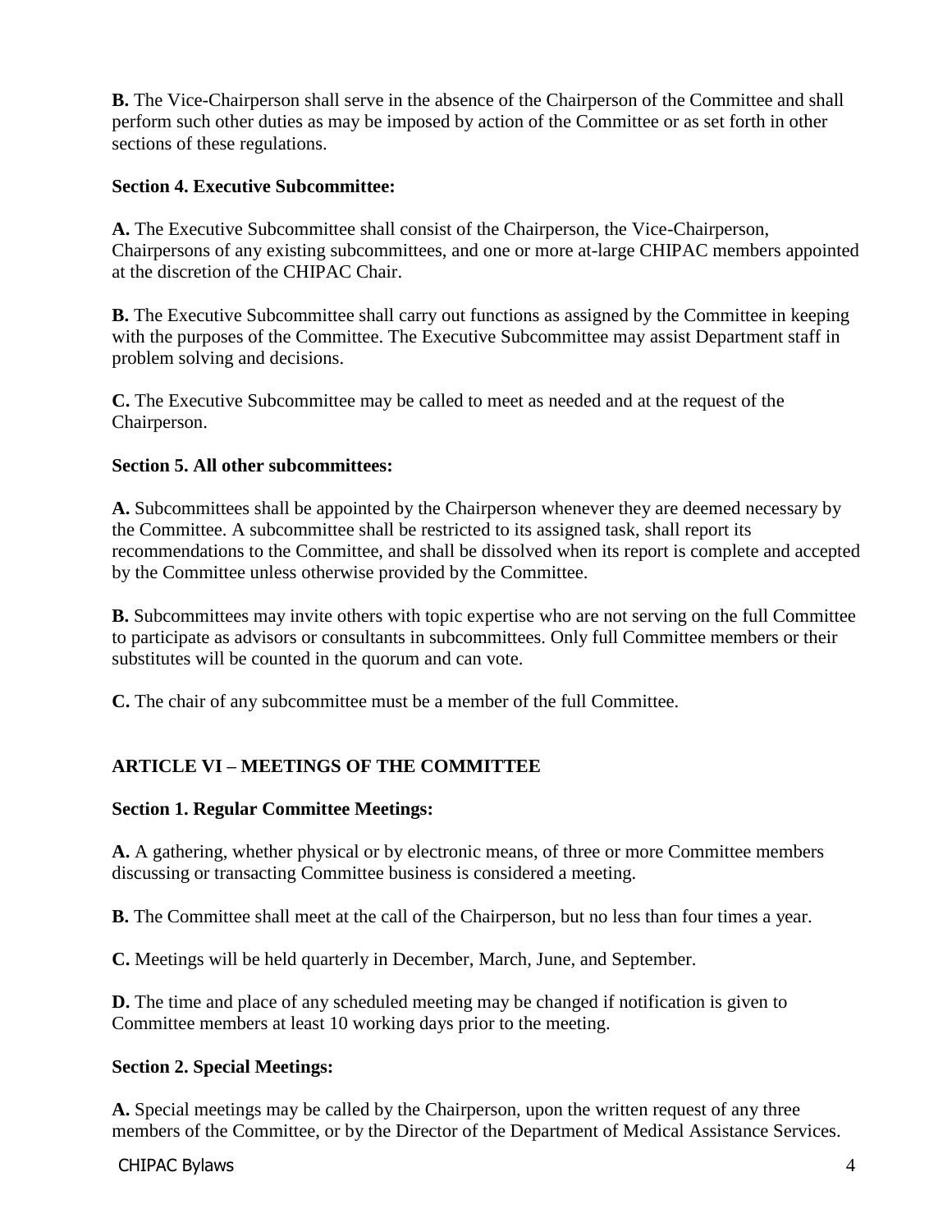**B.** The Vice-Chairperson shall serve in the absence of the Chairperson of the Committee and shall perform such other duties as may be imposed by action of the Committee or as set forth in other sections of these regulations.

**Section 4. Executive Subcommittee:**

**A.** The Executive Subcommittee shall consist of the Chairperson, the Vice-Chairperson, Chairpersons of any existing subcommittees, and one or more at-large CHIPAC members appointed at the discretion of the CHIPAC Chair.

**B.** The Executive Subcommittee shall carry out functions as assigned by the Committee in keeping with the purposes of the Committee. The Executive Subcommittee may assist Department staff in problem solving and decisions.

**C.** The Executive Subcommittee may be called to meet as needed and at the request of the Chairperson.

**Section 5. All other subcommittees:**

**A.** Subcommittees shall be appointed by the Chairperson whenever they are deemed necessary by the Committee. A subcommittee shall be restricted to its assigned task, shall report its recommendations to the Committee, and shall be dissolved when its report is complete and accepted by the Committee unless otherwise provided by the Committee.

**B.** Subcommittees may invite others with topic expertise who are not serving on the full Committee to participate as advisors or consultants in subcommittees. Only full Committee members or their substitutes will be counted in the quorum and can vote.

**C.** The chair of any subcommittee must be a member of the full Committee.

## ARTICLE VI – MEETINGS OF THE COMMITTEE

**Section 1. Regular Committee Meetings:**

**A.** A gathering, whether physical or by electronic means, of three or more Committee members discussing or transacting Committee business is considered a meeting.

**B.** The Committee shall meet at the call of the Chairperson, but no less than four times a year.

**C.** Meetings will be held quarterly in December, March, June, and September.

**D.** The time and place of any scheduled meeting may be changed if notification is given to Committee members at least 10 working days prior to the meeting.

**Section 2. Special Meetings:**

**A.** Special meetings may be called by the Chairperson, upon the written request of any three members of the Committee, or by the Director of the Department of Medical Assistance Services.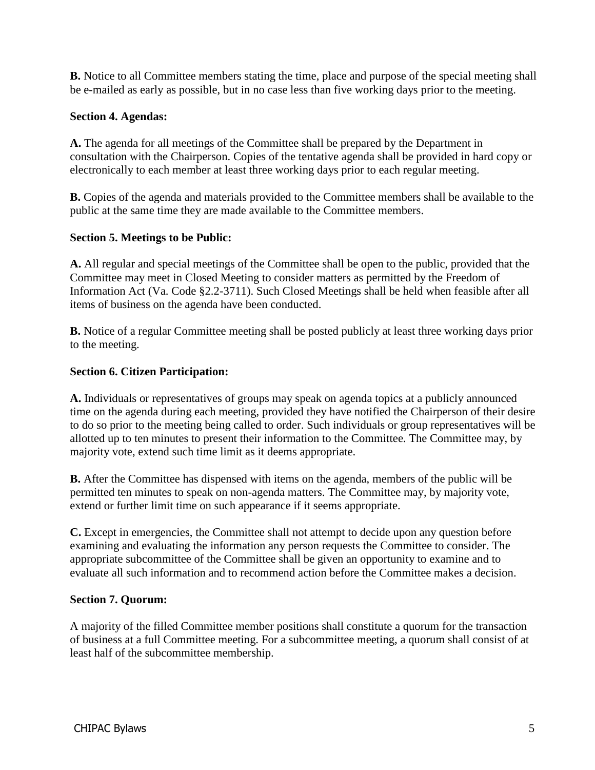**B.** Notice to all Committee members stating the time, place and purpose of the special meeting shall be e-mailed as early as possible, but in no case less than five working days prior to the meeting.

**Section 4. Agendas:**

**A.** The agenda for all meetings of the Committee shall be prepared by the Department in consultation with the Chairperson. Copies of the tentative agenda shall be provided in hard copy or electronically to each member at least three working days prior to each regular meeting.

**B.** Copies of the agenda and materials provided to the Committee members shall be available to the public at the same time they are made available to the Committee members.

**Section 5. Meetings to be Public:**

**A.** All regular and special meetings of the Committee shall be open to the public, provided that the Committee may meet in Closed Meeting to consider matters as permitted by the Freedom of Information Act (Va. Code §2.2-3711). Such Closed Meetings shall be held when feasible after all items of business on the agenda have been conducted.

**B.** Notice of a regular Committee meeting shall be posted publicly at least three working days prior to the meeting.

**Section 6. Citizen Participation:**

**A.** Individuals or representatives of groups may speak on agenda topics at a publicly announced time on the agenda during each meeting, provided they have notified the Chairperson of their desire to do so prior to the meeting being called to order. Such individuals or group representatives will be allotted up to ten minutes to present their information to the Committee. The Committee may, by majority vote, extend such time limit as it deems appropriate.

**B.** After the Committee has dispensed with items on the agenda, members of the public will be permitted ten minutes to speak on non-agenda matters. The Committee may, by majority vote, extend or further limit time on such appearance if it seems appropriate.

**C.** Except in emergencies, the Committee shall not attempt to decide upon any question before examining and evaluating the information any person requests the Committee to consider. The appropriate subcommittee of the Committee shall be given an opportunity to examine and to evaluate all such information and to recommend action before the Committee makes a decision.

**Section 7. Quorum:**

A majority of the filled Committee member positions shall constitute a quorum for the transaction of business at a full Committee meeting. For a subcommittee meeting, a quorum shall consist of at least half of the subcommittee membership.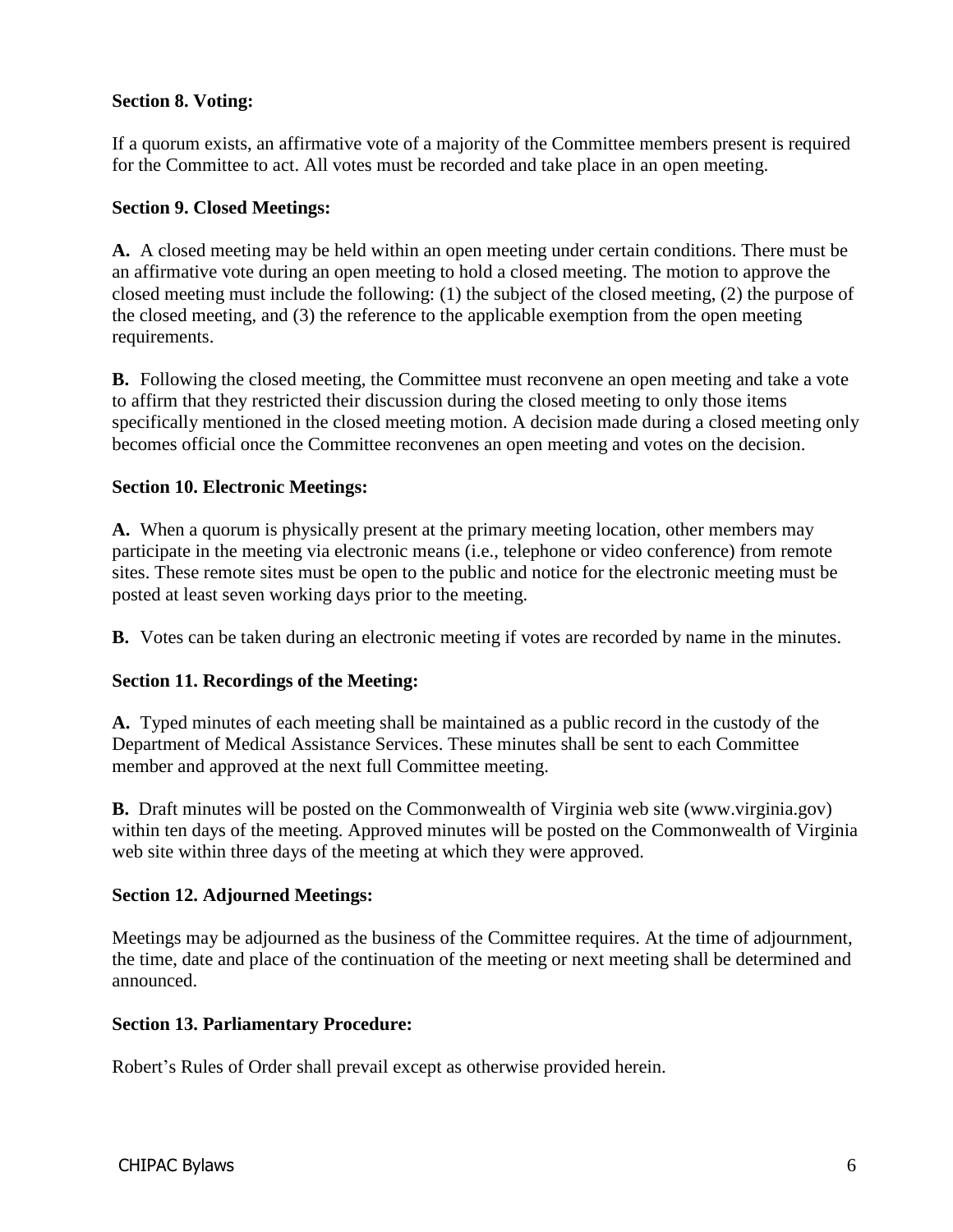**Section 8. Voting:**

If a quorum exists, an affirmative vote of a majority of the Committee members present is required for the Committee to act. All votes must be recorded and take place in an open meeting.

**Section 9. Closed Meetings:**

**A.** A closed meeting may be held within an open meeting under certain conditions. There must be an affirmative vote during an open meeting to hold a closed meeting. The motion to approve the closed meeting must include the following: (1) the subject of the closed meeting, (2) the purpose of the closed meeting, and (3) the reference to the applicable exemption from the open meeting requirements.

**B.** Following the closed meeting, the Committee must reconvene an open meeting and take a vote to affirm that they restricted their discussion during the closed meeting to only those items specifically mentioned in the closed meeting motion. A decision made during a closed meeting only becomes official once the Committee reconvenes an open meeting and votes on the decision.

**Section 10. Electronic Meetings:**

**A.** When a quorum is physically present at the primary meeting location, other members may participate in the meeting via electronic means (i.e., telephone or video conference) from remote sites. These remote sites must be open to the public and notice for the electronic meeting must be posted at least seven working days prior to the meeting.

**B.** Votes can be taken during an electronic meeting if votes are recorded by name in the minutes.

**Section 11. Recordings of the Meeting:**

**A.** Typed minutes of each meeting shall be maintained as a public record in the custody of the Department of Medical Assistance Services. These minutes shall be sent to each Committee member and approved at the next full Committee meeting.

**B.** Draft minutes will be posted on the Commonwealth of Virginia web site (www.virginia.gov) within ten days of the meeting. Approved minutes will be posted on the Commonwealth of Virginia web site within three days of the meeting at which they were approved.

**Section 12. Adjourned Meetings:**

Meetings may be adjourned as the business of the Committee requires. At the time of adjournment, the time, date and place of the continuation of the meeting or next meeting shall be determined and announced.

**Section 13. Parliamentary Procedure:**

Robert's Rules of Order shall prevail except as otherwise provided herein.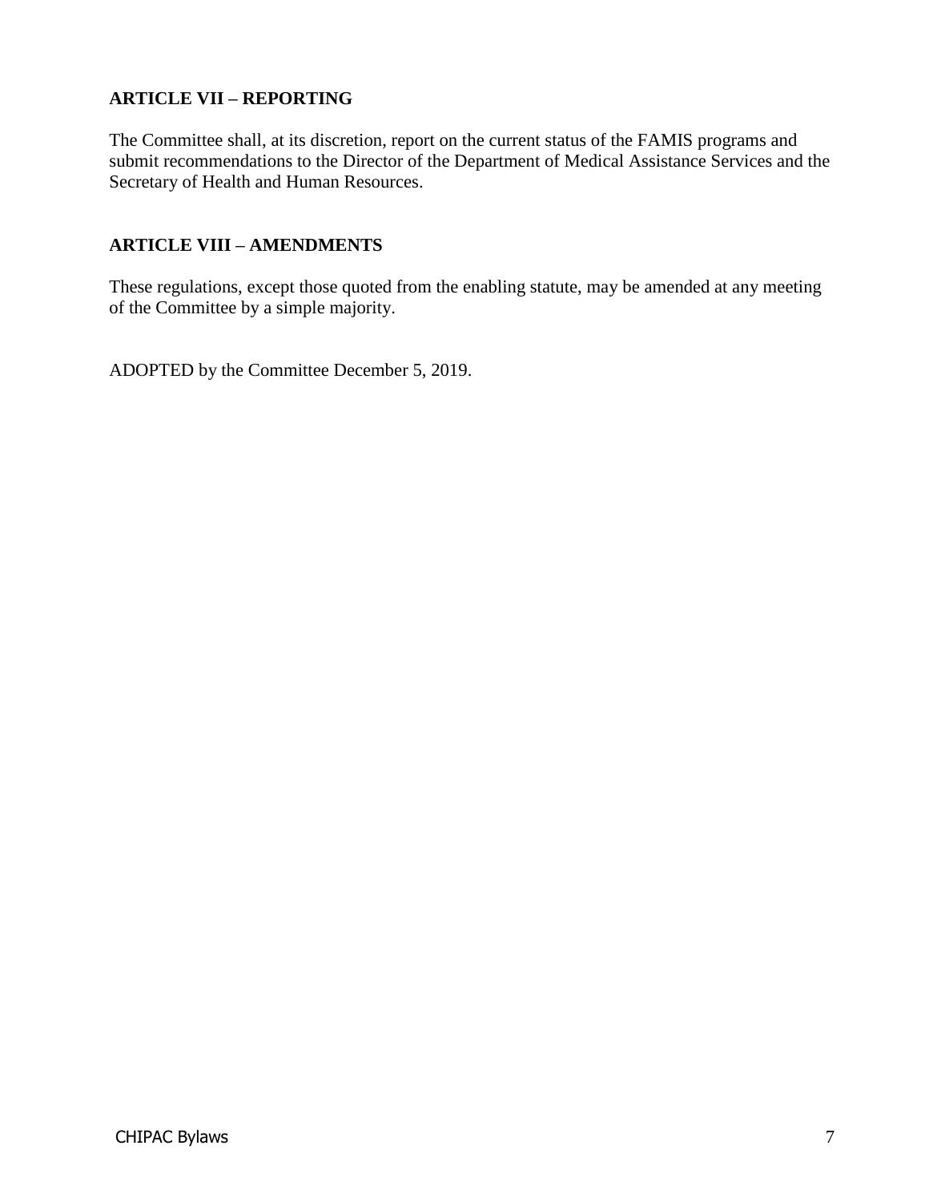## ARTICLE VII – REPORTING

The Committee shall, at its discretion, report on the current status of the FAMIS programs and submit recommendations to the Director of the Department of Medical Assistance Services and the Secretary of Health and Human Resources.

## ARTICLE VIII – AMENDMENTS

These regulations, except those quoted from the enabling statute, may be amended at any meeting of the Committee by a simple majority.

ADOPTED by the Committee December 5, 2019.